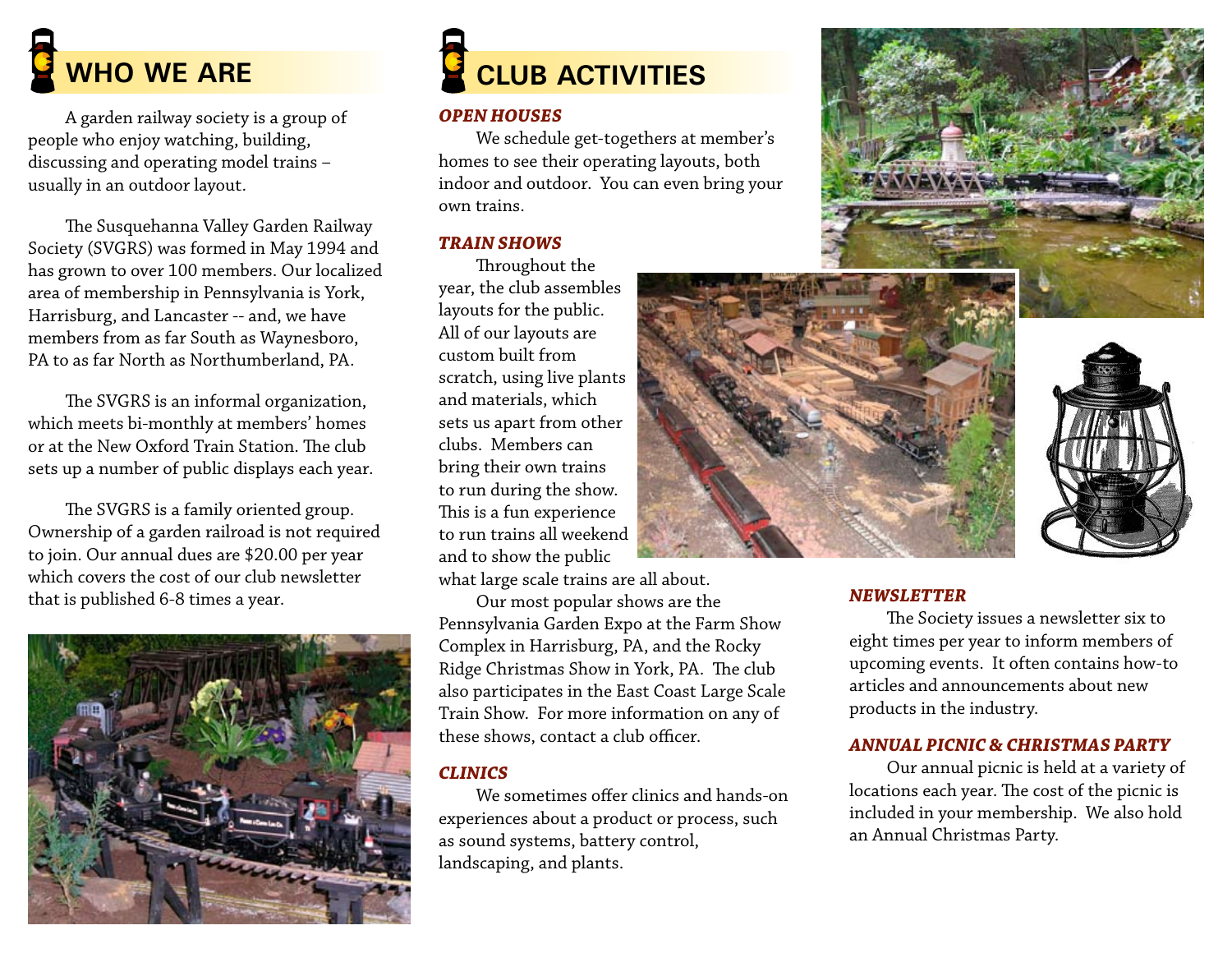## WHO WE ARE

A garden railway society is a group of people who enjoy watching, building, discussing and operating model trains – usually in an outdoor layout.

The Susquehanna Valley Garden Railway Society (SVGRS) was formed in May 1994 and has grown to over 100 members. Our localized area of membership in Pennsylvania is York, Harrisburg, and Lancaster -- and, we have members from as far South as Waynesboro, PA to as far North as Northumberland, PA.

The SVGRS is an informal organization, which meets bi-monthly at members' homes or at the New Oxford Train Station. The club sets up a number of public displays each year.

The SVGRS is a family oriented group. Ownership of a garden railroad is not required to join. Our annual dues are $20.00 per year which covers the cost of our club newsletter that is published 6-8 times a year.

## CLUB ACTIVITIES

### *OPEN HOUSES*

We schedule get-togethers at member's homes to see their operating layouts, both indoor and outdoor. You can even bring your own trains.

### *TRAIN SHOWS*

Throughout the year, the club assembles layouts for the public. All of our layouts are custom built from scratch, using live plants and materials, which sets us apart from other clubs. Members can bring their own trains to run during the show. This is a fun experience to run trains all weekend and to show the public what large scale trains are all about.

Our most popular shows are the Pennsylvania Garden Expo at the Farm Show Complex in Harrisburg, PA, and the Rocky Ridge Christmas Show in York, PA. The club also participates in the East Coast Large Scale Train Show. For more information on any of these shows, contact a club officer.

### *CLINICS*

We sometimes offer clinics and hands-on experiences about a product or process, such as sound systems, battery control, landscaping, and plants.

### *NEWSLETTER*

The Society issues a newsletter six to eight times per year to inform members of upcoming events. It often contains how-to articles and announcements about new products in the industry.

### *ANNUAL PICNIC & CHRISTMAS PARTY*

Our annual picnic is held at a variety of locations each year. The cost of the picnic is included in your membership. We also hold an Annual Christmas Party.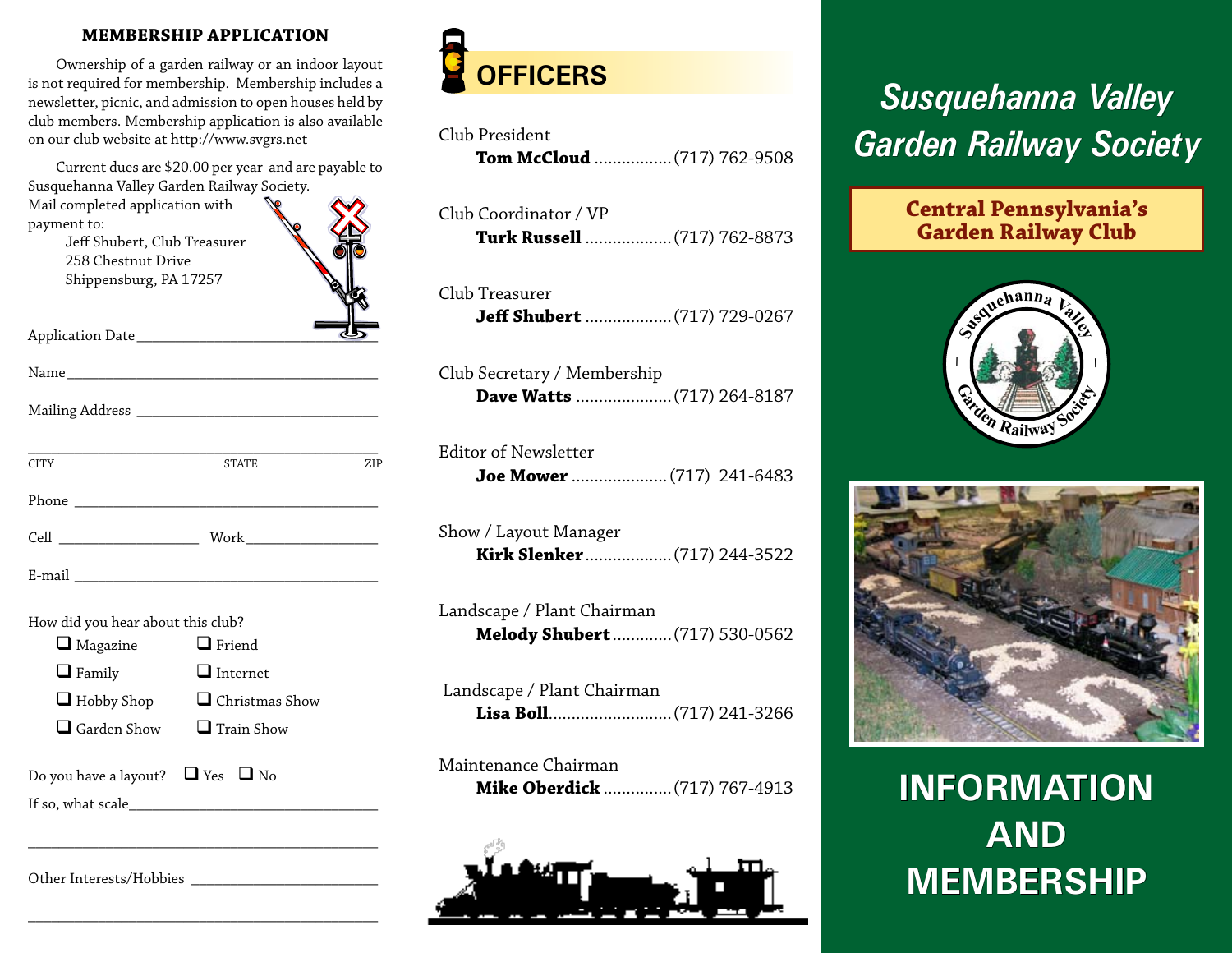## MEMBERSHIP APPLICATION

Ownership of a garden railway or an indoor layout is not required for membership. Membership includes a newsletter, picnic, and admission to open houses held by club members. Membership application is also available on our club website at http://www.svgrs.net

Current dues are $20.00 per year and are payable to Susquehanna Valley Garden Railway Society. Mail completed application with payment to:

Jeff Shubert, Club Treasurer
258 Chestnut Drive
Shippensburg, PA 17257

Application Date ______________________________

Name ______________________________________________

Mailing Address ______________________________

______________________________________________
CITY STATE ZIP

Phone ______________________________________________

Cell ____________________ Work ____________________

E-mail ______________________________________________

How did you hear about this club?

- ❑ Magazine
- ❑ Friend
- ❑ Family
- ❑ Internet
- ❑ Hobby Shop
- ❑ Christmas Show
- ❑ Garden Show
- ❑ Train Show

Do you have a layout? ❑ Yes ❑ No

If so, what scale ______________________________

______________________________________________

Other Interests/Hobbies ______________________________

______________________________________________

## OFFICERS

Club President
**Tom McCloud** ................. (717) 762-9508

Club Coordinator / VP
**Turk Russell** ................... (717) 762-8873

Club Treasurer
**Jeff Shubert** ................... (717) 729-0267

Club Secretary / Membership
**Dave Watts** ..................... (717) 264-8187

Editor of Newsletter
**Joe Mower** ..................... (717) 241-6483

Show / Layout Manager
**Kirk Slenker** ................... (717) 244-3522

Landscape / Plant Chairman
**Melody Shubert** ............. (717) 530-0562

Landscape / Plant Chairman
**Lisa Boll** ........................... (717) 241-3266

Maintenance Chairman
**Mike Oberdick** ............... (717) 767-4913

# *Susquehanna Valley Garden Railway Society*

**Central Pennsylvania's Garden Railway Club**

Susquehanna Valley Garden Railway Society

# INFORMATION AND MEMBERSHIP